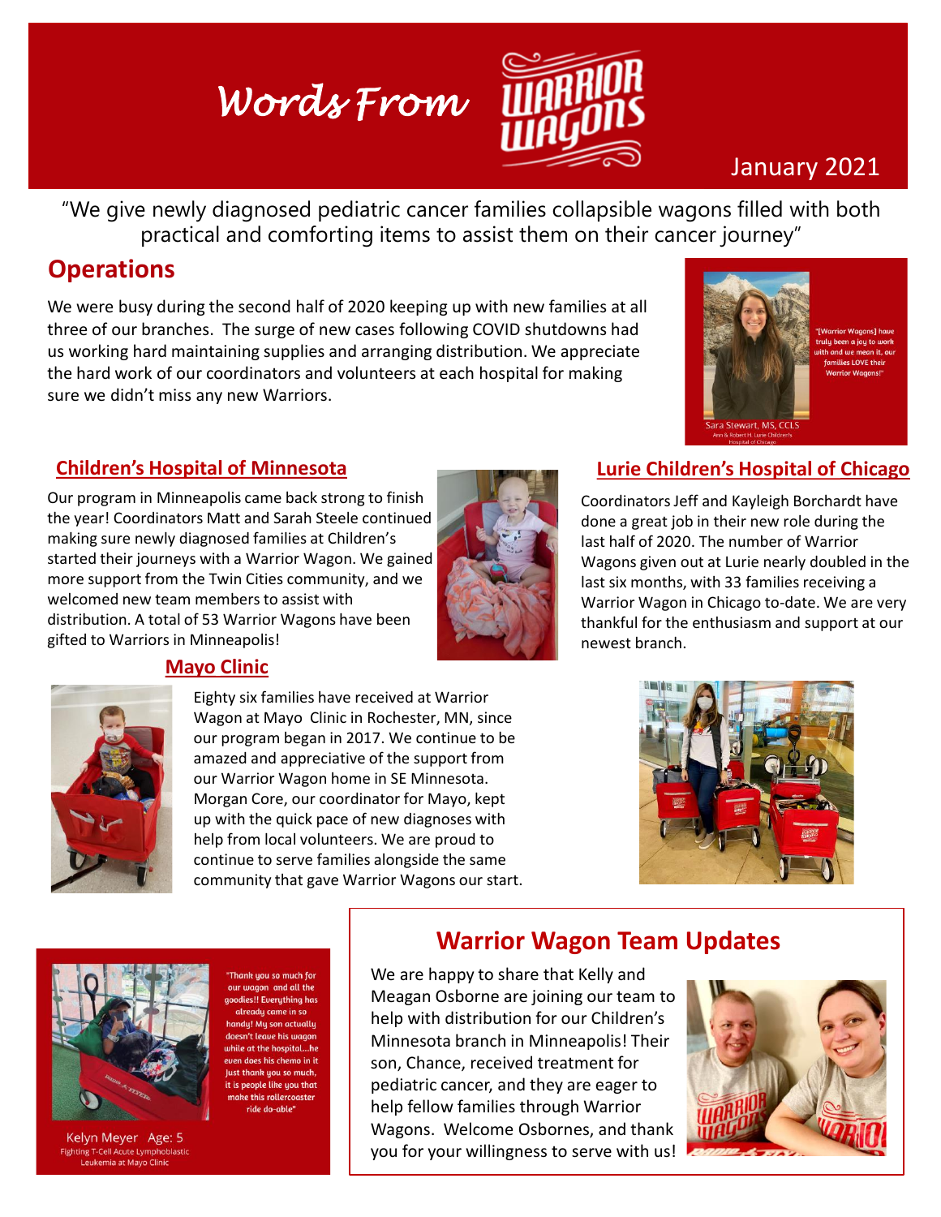# Words From Warrior Wagons

January 2021

"We give newly diagnosed pediatric cancer families collapsible wagons filled with both practical and comforting items to assist them on their cancer journey"

## Operations

We were busy during the second half of 2020 keeping up with new families at all three of our branches. The surge of new cases following COVID shutdowns had us working hard maintaining supplies and arranging distribution. We appreciate the hard work of our coordinators and volunteers at each hospital for making sure we didn't miss any new Warriors.

"[Warrior Wagons] have truly been a joy to work with and we mean it, our families LOVE their Warrior Wagons!"

Sara Stewart, MS, CCLS
Ann & Robert H. Lurie Children's Hospital of Chicago

### Children's Hospital of Minnesota

Our program in Minneapolis came back strong to finish the year! Coordinators Matt and Sarah Steele continued making sure newly diagnosed families at Children's started their journeys with a Warrior Wagon. We gained more support from the Twin Cities community, and we welcomed new team members to assist with distribution. A total of 53 Warrior Wagons have been gifted to Warriors in Minneapolis!

### Lurie Children's Hospital of Chicago

Coordinators Jeff and Kayleigh Borchardt have done a great job in their new role during the last half of 2020. The number of Warrior Wagons given out at Lurie nearly doubled in the last six months, with 33 families receiving a Warrior Wagon in Chicago to-date. We are very thankful for the enthusiasm and support at our newest branch.

### Mayo Clinic

Eighty six families have received at Warrior Wagon at Mayo Clinic in Rochester, MN, since our program began in 2017. We continue to be amazed and appreciative of the support from our Warrior Wagon home in SE Minnesota. Morgan Core, our coordinator for Mayo, kept up with the quick pace of new diagnoses with help from local volunteers. We are proud to continue to serve families alongside the same community that gave Warrior Wagons our start.

"Thank you so much for our wagon and all the goodies!! Everything has already came in so handy! My son actually doesn't leave his wagon while at the hospital...he even does his chemo in it just thank you so much, it is people like you that make this rollercoaster ride do-able"

Kelyn Meyer Age: 5
Fighting T-Cell Acute Lymphoblastic Leukemia at Mayo Clinic

## Warrior Wagon Team Updates

We are happy to share that Kelly and Meagan Osborne are joining our team to help with distribution for our Children's Minnesota branch in Minneapolis! Their son, Chance, received treatment for pediatric cancer, and they are eager to help fellow families through Warrior Wagons. Welcome Osbornes, and thank you for your willingness to serve with us!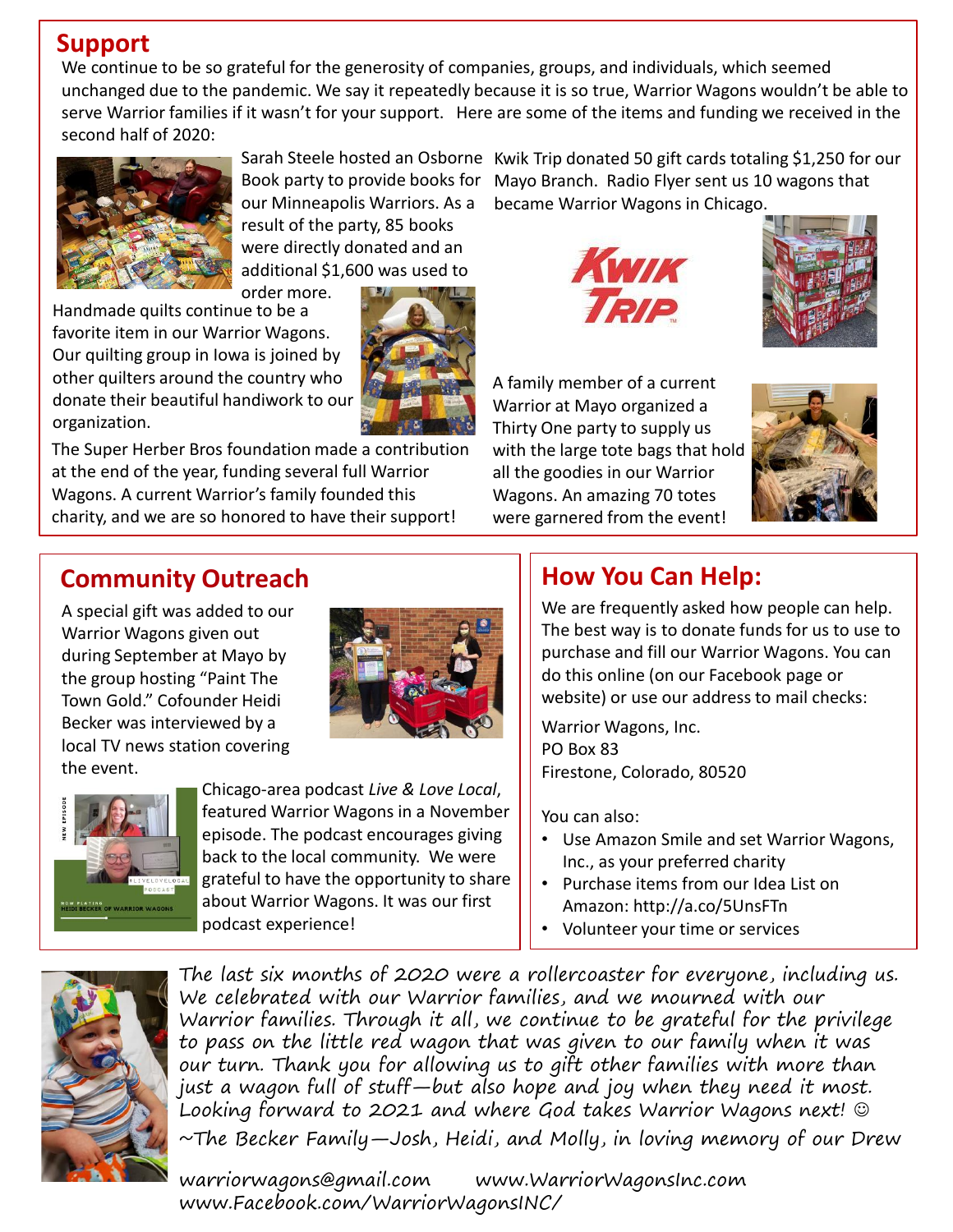## Support

We continue to be so grateful for the generosity of companies, groups, and individuals, which seemed unchanged due to the pandemic. We say it repeatedly because it is so true, Warrior Wagons wouldn't be able to serve Warrior families if it wasn't for your support. Here are some of the items and funding we received in the second half of 2020:

Sarah Steele hosted an Osborne Book party to provide books for our Minneapolis Warriors. As a result of the party, 85 books were directly donated and an additional $1,600 was used to order more.

Handmade quilts continue to be a favorite item in our Warrior Wagons. Our quilting group in Iowa is joined by other quilters around the country who donate their beautiful handiwork to our organization.

The Super Herber Bros foundation made a contribution at the end of the year, funding several full Warrior Wagons. A current Warrior's family founded this charity, and we are so honored to have their support!

Kwik Trip donated 50 gift cards totaling $1,250 for our Mayo Branch. Radio Flyer sent us 10 wagons that became Warrior Wagons in Chicago.

A family member of a current Warrior at Mayo organized a Thirty One party to supply us with the large tote bags that hold all the goodies in our Warrior Wagons. An amazing 70 totes were garnered from the event!

## Community Outreach

A special gift was added to our Warrior Wagons given out during September at Mayo by the group hosting "Paint The Town Gold." Cofounder Heidi Becker was interviewed by a local TV news station covering the event.

Chicago-area podcast *Live & Love Local*, featured Warrior Wagons in a November episode. The podcast encourages giving back to the local community. We were grateful to have the opportunity to share about Warrior Wagons. It was our first podcast experience!

## How You Can Help:

We are frequently asked how people can help. The best way is to donate funds for us to use to purchase and fill our Warrior Wagons. You can do this online (on our Facebook page or website) or use our address to mail checks:

Warrior Wagons, Inc.
PO Box 83
Firestone, Colorado, 80520

You can also:

- Use Amazon Smile and set Warrior Wagons, Inc., as your preferred charity
- Purchase items from our Idea List on Amazon: http://a.co/5UnsFTn
- Volunteer your time or services

The last six months of 2020 were a rollercoaster for everyone, including us. We celebrated with our Warrior families, and we mourned with our Warrior families. Through it all, we continue to be grateful for the privilege to pass on the little red wagon that was given to our family when it was our turn. Thank you for allowing us to gift other families with more than just a wagon full of stuff—but also hope and joy when they need it most. Looking forward to 2021 and where God takes Warrior Wagons next! ☺

~The Becker Family—Josh, Heidi, and Molly, in loving memory of our Drew

warriorwagons@gmail.com www.WarriorWagonsInc.com
www.Facebook.com/WarriorWagonsINC/